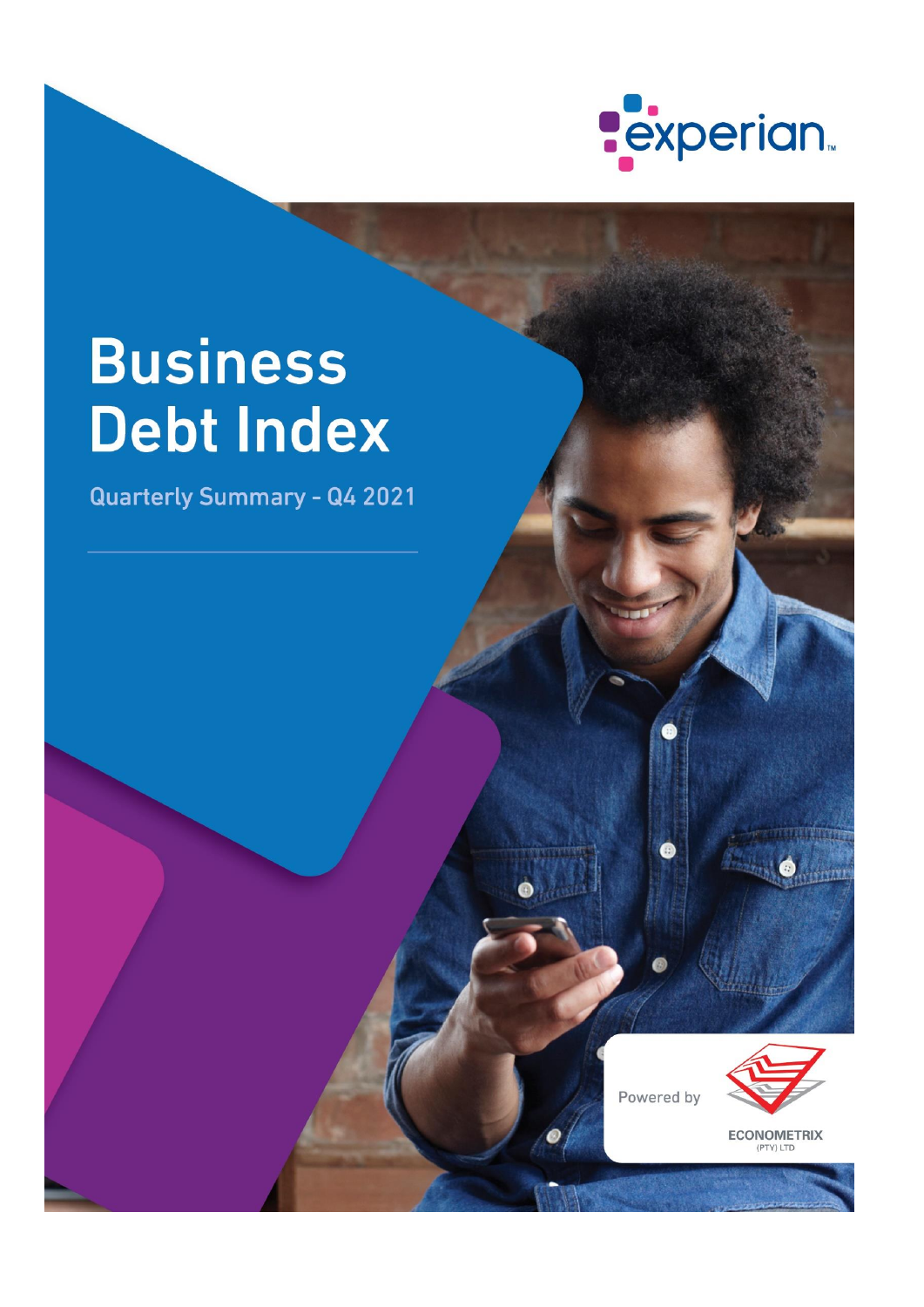experian

# Business Debt Index

## Quarterly Summary - Q4 2021

Powered by

ECONOMETRIX (PTY) LTD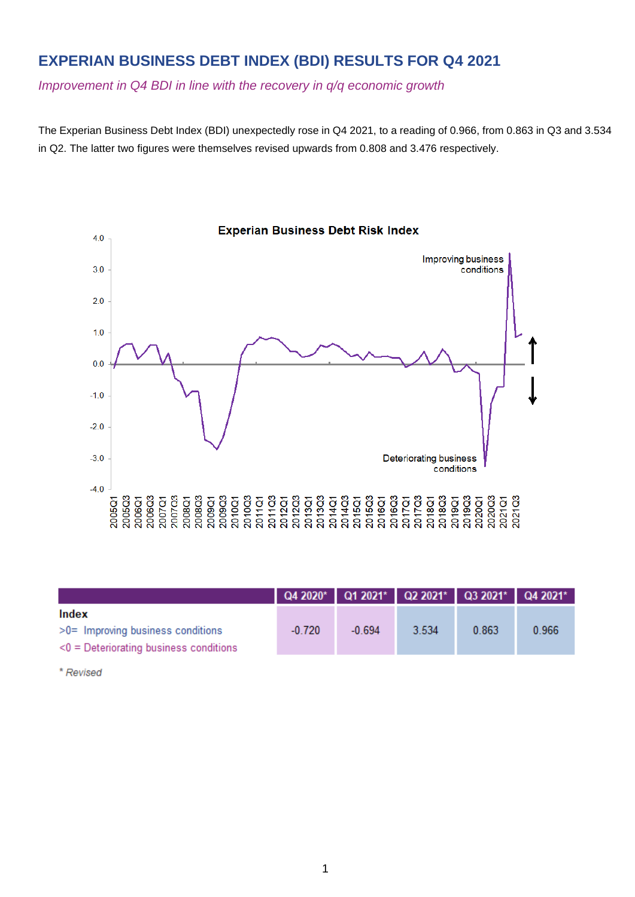# EXPERIAN BUSINESS DEBT INDEX (BDI) RESULTS FOR Q4 2021

*Improvement in Q4 BDI in line with the recovery in q/q economic growth*

The Experian Business Debt Index (BDI) unexpectedly rose in Q4 2021, to a reading of 0.966, from 0.863 in Q3 and 3.534 in Q2. The latter two figures were themselves revised upwards from 0.808 and 3.476 respectively.

**Experian Business Debt Risk Index**

| | Q4 2020* | Q1 2021* | Q2 2021* | Q3 2021* | Q4 2021* |
|---|---|---|---|---|---|
| **Index**<br>>0= Improving business conditions<br><0 = Deteriorating business conditions | -0.720 | -0.694 | 3.534 | 0.863 | 0.966 |

*\* Revised*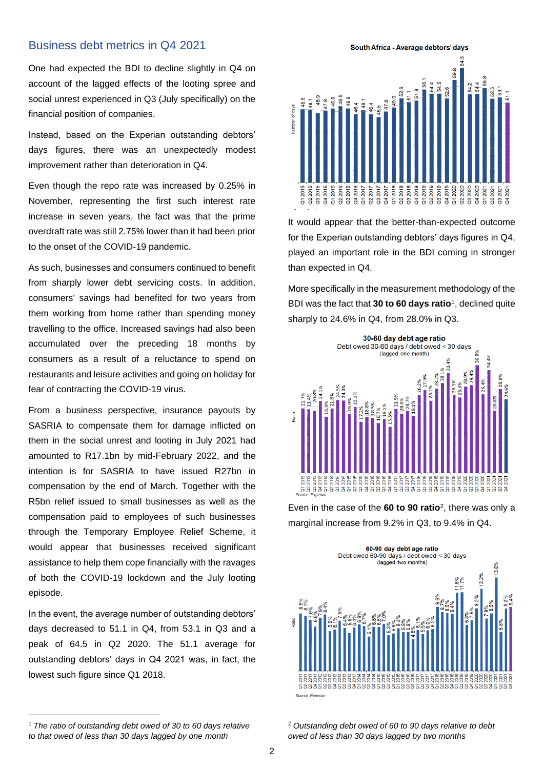## Business debt metrics in Q4 2021

One had expected the BDI to decline slightly in Q4 on account of the lagged effects of the looting spree and social unrest experienced in Q3 (July specifically) on the financial position of companies.

Instead, based on the Experian outstanding debtors' days figures, there was an unexpectedly modest improvement rather than deterioration in Q4.

Even though the repo rate was increased by 0.25% in November, representing the first such interest rate increase in seven years, the fact was that the prime overdraft rate was still 2.75% lower than it had been prior to the onset of the COVID-19 pandemic.

As such, businesses and consumers continued to benefit from sharply lower debt servicing costs. In addition, consumers' savings had benefited for two years from them working from home rather than spending money travelling to the office. Increased savings had also been accumulated over the preceding 18 months by consumers as a result of a reluctance to spend on restaurants and leisure activities and going on holiday for fear of contracting the COVID-19 virus.

From a business perspective, insurance payouts by SASRIA to compensate them for damage inflicted on them in the social unrest and looting in July 2021 had amounted to R17.1bn by mid-February 2022, and the intention is for SASRIA to have issued R27bn in compensation by the end of March. Together with the R5bn relief issued to small businesses as well as the compensation paid to employees of such businesses through the Temporary Employee Relief Scheme, it would appear that businesses received significant assistance to help them cope financially with the ravages of both the COVID-19 lockdown and the July looting episode.

In the event, the average number of outstanding debtors' days decreased to 51.1 in Q4, from 53.1 in Q3 and a peak of 64.5 in Q2 2020. The 51.1 average for outstanding debtors' days in Q4 2021 was, in fact, the lowest such figure since Q1 2018.

**South Africa - Average debtors' days**

| Quarter | Number of days |
|---|---|
| Q1 2015 | 48.5 |
| Q2 2015 | 48.1 |
| Q3 2015 | 46.9 |
| Q4 2015 | 47.8 |
| Q1 2016 | 48.8 |
| Q2 2016 | 49.5 |
| Q3 2016 | 48.8 |
| Q4 2016 | 46.4 |
| Q1 2017 | 48.1 |
| Q2 2017 | 46.4 |
| Q3 2017 | 45.5 |
| Q4 2017 | 47.6 |
| Q1 2018 | 49.0 |
| Q2 2018 | 52.6 |
| Q3 2018 | 51.1 |
| Q4 2018 | 51.8 |
| Q1 2019 | 56.1 |
| Q2 2019 | 54.4 |
| Q3 2019 | 54.5 |
| Q4 2019 | 52.6 |
| Q1 2020 | 59.8 |
| Q2 2020 | 64.5 |
| Q3 2020 | 54.2 |
| Q4 2020 | 54.4 |
| Q1 2021 | 56.8 |
| Q2 2021 | 52.5 |
| Q3 2021 | 53.1 |
| Q4 2021 | 51.1 |

It would appear that the better-than-expected outcome for the Experian outstanding debtors' days figures in Q4, played an important role in the BDI coming in stronger than expected in Q4.

More specifically in the measurement methodology of the BDI was the fact that **30 to 60 days ratio**[1], declined quite sharply to 24.6% in Q4, from 28.0% in Q3.

**30-60 day debt age ratio**
Debt owed 30-60 days / debt owed < 30 days
(lagged one month)

| Quarter | Ratio |
|---|---|
| Q1 2013 | 21.7% |
| Q2 2013 | 21.4% |
| Q3 2013 | 20.8% |
| Q4 2013 | 24.1% |
| Q1 2014 | 18.9% |
| Q2 2014 | 21.6% |
| Q3 2014 | 24.5% |
| Q4 2014 | 24.3% |
| Q1 2015 | 19.9% |
| Q2 2015 | 22.1% |
| Q3 2015 | 17.2% |
| Q4 2015 | 18.8% |
| Q1 2016 | 18.5% |
| Q2 2016 | 16.7% |
| Q3 2016 | 18.1% |
| Q4 2016 | 15.5% |
| Q1 2017 | 21.5% |
| Q2 2017 | 20.0% |
| Q3 2017 | 20.7% |
| Q4 2017 | 19.1% |
| Q1 2018 | 26.2% |
| Q2 2018 | 27.9% |
| Q3 2018 | 24.2% |
| Q4 2018 | 28.2% |
| Q1 2019 | 30.1% |
| Q2 2019 | 33.4% |
| Q3 2019 | 26.1% |
| Q4 2019 | 25.3% |
| Q1 2020 | 28.9% |
| Q2 2020 | 29.4% |
| Q3 2020 | 36.0% |
| Q4 2020 | 26.4% |
| Q1 2021 | 34.4% |
| Q2 2021 | 20.8% |
| Q3 2021 | 28.0% |
| Q4 2021 | 24.6% |

Source: Experian

Even in the case of the **60 to 90 ratio**[2], there was only a marginal increase from 9.2% in Q3, to 9.4% in Q4.

**60-90 day debt age ratio**
Debt owed 60-90 days / debt owed < 30 days
(lagged two months)

| Quarter | Ratio |
|---|---|
| Q1 2011 | 8.5% |
| Q2 2011 | 8.1% |
| Q3 2011 | 7.6% |
| Q4 2011 | 6.6% |
| Q1 2012 | 7.9% |
| Q2 2012 | 8.4% |
| Q3 2012 | 5.9% |
| Q4 2012 | 6.1% |
| Q1 2013 | 7.5% |
| Q2 2013 | 6.4% |
| Q3 2013 | 5.6% |
| Q4 2013 | 6.4% |
| Q1 2014 | 6.9% |
| Q2 2014 | 6.7% |
| Q3 2014 | 5.1% |
| Q4 2014 | 6.6% |
| Q1 2015 | 6.5% |
| Q2 2015 | 7.0% |
| Q3 2015 | 5.3% |
| Q4 2015 | 5.5% |
| Q1 2016 | 6.4% |
| Q2 2016 | 5.8% |
| Q3 2016 | 5.8% |
| Q4 2016 | 4.8% |
| Q1 2017 | 6.1% |
| Q2 2017 | 5.5% |
| Q3 2017 | 6.0% |
| Q4 2017 | 6.2% |
| Q1 2018 | 9.5% |
| Q2 2018 | 8.7% |
| Q3 2018 | 8.5% |
| Q4 2018 | 8.4% |
| Q1 2019 | 11.6% |
| Q2 2019 | 11.7% |
| Q3 2019 | 6.8% |
| Q4 2019 | 7.5% |
| Q1 2020 | 9.3% |
| Q2 2020 | 12.2% |
| Q3 2020 | 7.8% |
| Q4 2020 | 8.5% |
| Q1 2021 | 13.8% |
| Q2 2021 | 5.8% |
| Q3 2021 | 9.2% |
| Q4 2021 | 9.4% |

Source: Experian

[1] *The ratio of outstanding debt owed of 30 to 60 days relative to that owed of less than 30 days lagged by one month*

[2] *Outstanding debt owed of 60 to 90 days relative to debt owed of less than 30 days lagged by two months*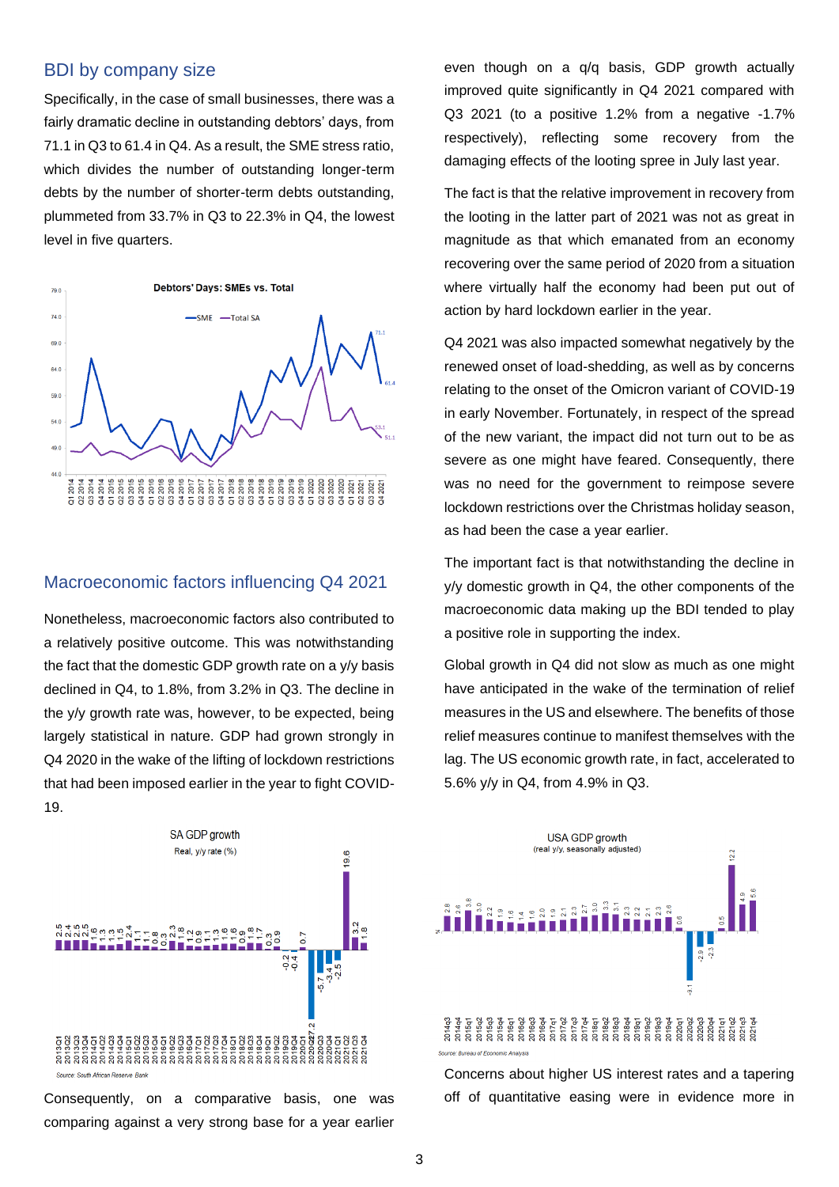## BDI by company size

Specifically, in the case of small businesses, there was a fairly dramatic decline in outstanding debtors' days, from 71.1 in Q3 to 61.4 in Q4. As a result, the SME stress ratio, which divides the number of outstanding longer-term debts by the number of shorter-term debts outstanding, plummeted from 33.7% in Q3 to 22.3% in Q4, the lowest level in five quarters.

## Macroeconomic factors influencing Q4 2021

Nonetheless, macroeconomic factors also contributed to a relatively positive outcome. This was notwithstanding the fact that the domestic GDP growth rate on a y/y basis declined in Q4, to 1.8%, from 3.2% in Q3. The decline in the y/y growth rate was, however, to be expected, being largely statistical in nature. GDP had grown strongly in Q4 2020 in the wake of the lifting of lockdown restrictions that had been imposed earlier in the year to fight COVID-19.

Consequently, on a comparative basis, one was comparing against a very strong base for a year earlier even though on a q/q basis, GDP growth actually improved quite significantly in Q4 2021 compared with Q3 2021 (to a positive 1.2% from a negative -1.7% respectively), reflecting some recovery from the damaging effects of the looting spree in July last year.

The fact is that the relative improvement in recovery from the looting in the latter part of 2021 was not as great in magnitude as that which emanated from an economy recovering over the same period of 2020 from a situation where virtually half the economy had been put out of action by hard lockdown earlier in the year.

Q4 2021 was also impacted somewhat negatively by the renewed onset of load-shedding, as well as by concerns relating to the onset of the Omicron variant of COVID-19 in early November. Fortunately, in respect of the spread of the new variant, the impact did not turn out to be as severe as one might have feared. Consequently, there was no need for the government to reimpose severe lockdown restrictions over the Christmas holiday season, as had been the case a year earlier.

The important fact is that notwithstanding the decline in y/y domestic growth in Q4, the other components of the macroeconomic data making up the BDI tended to play a positive role in supporting the index.

Global growth in Q4 did not slow as much as one might have anticipated in the wake of the termination of relief measures in the US and elsewhere. The benefits of those relief measures continue to manifest themselves with the lag. The US economic growth rate, in fact, accelerated to 5.6% y/y in Q4, from 4.9% in Q3.

Concerns about higher US interest rates and a tapering off of quantitative easing were in evidence more in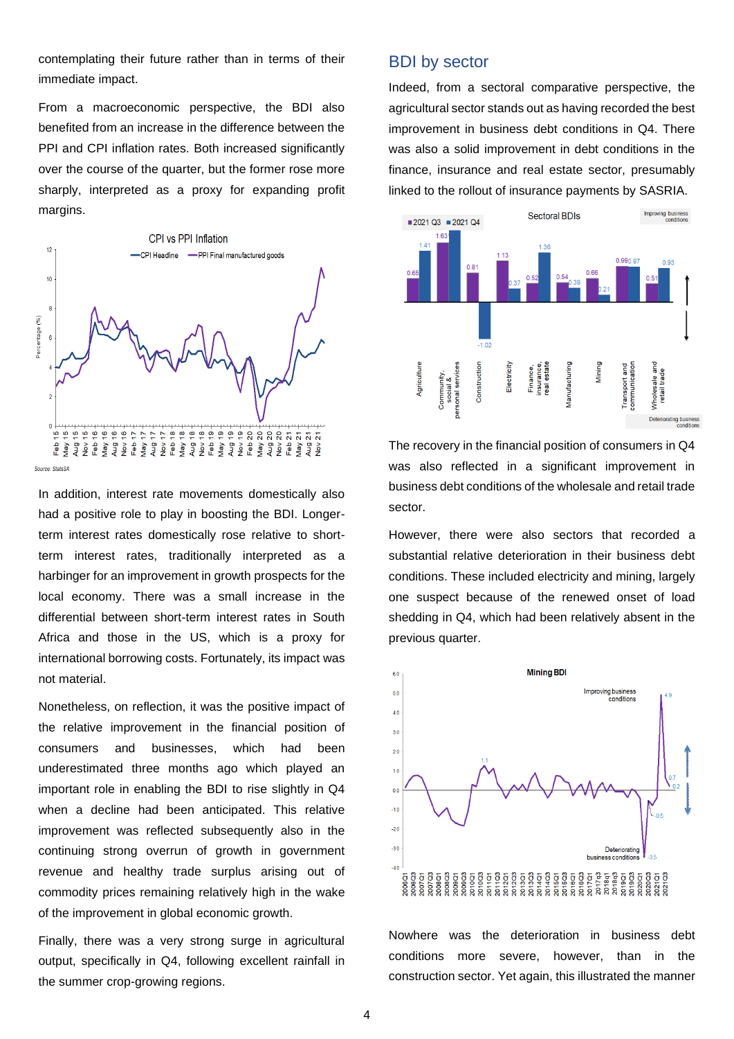contemplating their future rather than in terms of their immediate impact.

From a macroeconomic perspective, the BDI also benefited from an increase in the difference between the PPI and CPI inflation rates. Both increased significantly over the course of the quarter, but the former rose more sharply, interpreted as a proxy for expanding profit margins.

In addition, interest rate movements domestically also had a positive role to play in boosting the BDI. Longer-term interest rates domestically rose relative to short-term interest rates, traditionally interpreted as a harbinger for an improvement in growth prospects for the local economy. There was a small increase in the differential between short-term interest rates in South Africa and those in the US, which is a proxy for international borrowing costs. Fortunately, its impact was not material.

Nonetheless, on reflection, it was the positive impact of the relative improvement in the financial position of consumers and businesses, which had been underestimated three months ago which played an important role in enabling the BDI to rise slightly in Q4 when a decline had been anticipated. This relative improvement was reflected subsequently also in the continuing strong overrun of growth in government revenue and healthy trade surplus arising out of commodity prices remaining relatively high in the wake of the improvement in global economic growth.

Finally, there was a very strong surge in agricultural output, specifically in Q4, following excellent rainfall in the summer crop-growing regions.

## BDI by sector

Indeed, from a sectoral comparative perspective, the agricultural sector stands out as having recorded the best improvement in business debt conditions in Q4. There was also a solid improvement in debt conditions in the finance, insurance and real estate sector, presumably linked to the rollout of insurance payments by SASRIA.

The recovery in the financial position of consumers in Q4 was also reflected in a significant improvement in business debt conditions of the wholesale and retail trade sector.

However, there were also sectors that recorded a substantial relative deterioration in their business debt conditions. These included electricity and mining, largely one suspect because of the renewed onset of load shedding in Q4, which had been relatively absent in the previous quarter.

Nowhere was the deterioration in business debt conditions more severe, however, than in the construction sector. Yet again, this illustrated the manner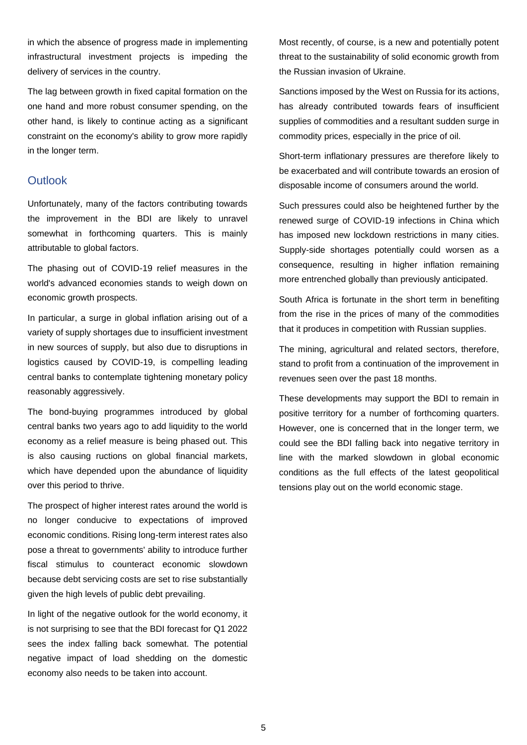in which the absence of progress made in implementing infrastructural investment projects is impeding the delivery of services in the country.

The lag between growth in fixed capital formation on the one hand and more robust consumer spending, on the other hand, is likely to continue acting as a significant constraint on the economy's ability to grow more rapidly in the longer term.

## Outlook

Unfortunately, many of the factors contributing towards the improvement in the BDI are likely to unravel somewhat in forthcoming quarters. This is mainly attributable to global factors.

The phasing out of COVID-19 relief measures in the world's advanced economies stands to weigh down on economic growth prospects.

In particular, a surge in global inflation arising out of a variety of supply shortages due to insufficient investment in new sources of supply, but also due to disruptions in logistics caused by COVID-19, is compelling leading central banks to contemplate tightening monetary policy reasonably aggressively.

The bond-buying programmes introduced by global central banks two years ago to add liquidity to the world economy as a relief measure is being phased out. This is also causing ructions on global financial markets, which have depended upon the abundance of liquidity over this period to thrive.

The prospect of higher interest rates around the world is no longer conducive to expectations of improved economic conditions. Rising long-term interest rates also pose a threat to governments' ability to introduce further fiscal stimulus to counteract economic slowdown because debt servicing costs are set to rise substantially given the high levels of public debt prevailing.

In light of the negative outlook for the world economy, it is not surprising to see that the BDI forecast for Q1 2022 sees the index falling back somewhat. The potential negative impact of load shedding on the domestic economy also needs to be taken into account.

Most recently, of course, is a new and potentially potent threat to the sustainability of solid economic growth from the Russian invasion of Ukraine.

Sanctions imposed by the West on Russia for its actions, has already contributed towards fears of insufficient supplies of commodities and a resultant sudden surge in commodity prices, especially in the price of oil.

Short-term inflationary pressures are therefore likely to be exacerbated and will contribute towards an erosion of disposable income of consumers around the world.

Such pressures could also be heightened further by the renewed surge of COVID-19 infections in China which has imposed new lockdown restrictions in many cities. Supply-side shortages potentially could worsen as a consequence, resulting in higher inflation remaining more entrenched globally than previously anticipated.

South Africa is fortunate in the short term in benefiting from the rise in the prices of many of the commodities that it produces in competition with Russian supplies.

The mining, agricultural and related sectors, therefore, stand to profit from a continuation of the improvement in revenues seen over the past 18 months.

These developments may support the BDI to remain in positive territory for a number of forthcoming quarters. However, one is concerned that in the longer term, we could see the BDI falling back into negative territory in line with the marked slowdown in global economic conditions as the full effects of the latest geopolitical tensions play out on the world economic stage.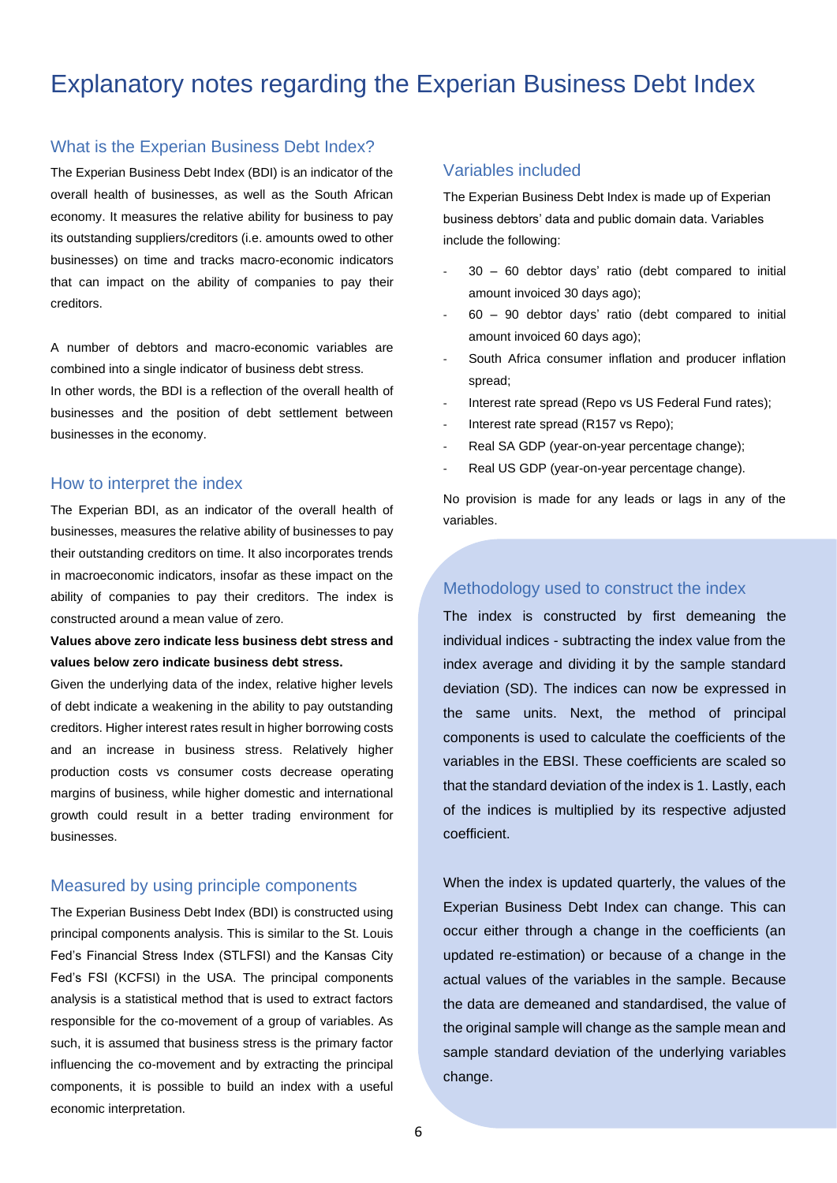# Explanatory notes regarding the Experian Business Debt Index

## What is the Experian Business Debt Index?

The Experian Business Debt Index (BDI) is an indicator of the overall health of businesses, as well as the South African economy. It measures the relative ability for business to pay its outstanding suppliers/creditors (i.e. amounts owed to other businesses) on time and tracks macro-economic indicators that can impact on the ability of companies to pay their creditors.

A number of debtors and macro-economic variables are combined into a single indicator of business debt stress. In other words, the BDI is a reflection of the overall health of businesses and the position of debt settlement between businesses in the economy.

## How to interpret the index

The Experian BDI, as an indicator of the overall health of businesses, measures the relative ability of businesses to pay their outstanding creditors on time. It also incorporates trends in macroeconomic indicators, insofar as these impact on the ability of companies to pay their creditors. The index is constructed around a mean value of zero.

**Values above zero indicate less business debt stress and values below zero indicate business debt stress.**

Given the underlying data of the index, relative higher levels of debt indicate a weakening in the ability to pay outstanding creditors. Higher interest rates result in higher borrowing costs and an increase in business stress. Relatively higher production costs vs consumer costs decrease operating margins of business, while higher domestic and international growth could result in a better trading environment for businesses.

## Measured by using principle components

The Experian Business Debt Index (BDI) is constructed using principal components analysis. This is similar to the St. Louis Fed's Financial Stress Index (STLFSI) and the Kansas City Fed's FSI (KCFSI) in the USA. The principal components analysis is a statistical method that is used to extract factors responsible for the co-movement of a group of variables. As such, it is assumed that business stress is the primary factor influencing the co-movement and by extracting the principal components, it is possible to build an index with a useful economic interpretation.

## Variables included

The Experian Business Debt Index is made up of Experian business debtors' data and public domain data. Variables include the following:

- 30 – 60 debtor days' ratio (debt compared to initial amount invoiced 30 days ago);
- 60 – 90 debtor days' ratio (debt compared to initial amount invoiced 60 days ago);
- South Africa consumer inflation and producer inflation spread;
- Interest rate spread (Repo vs US Federal Fund rates);
- Interest rate spread (R157 vs Repo);
- Real SA GDP (year-on-year percentage change);
- Real US GDP (year-on-year percentage change).

No provision is made for any leads or lags in any of the variables.

## Methodology used to construct the index

The index is constructed by first demeaning the individual indices - subtracting the index value from the index average and dividing it by the sample standard deviation (SD). The indices can now be expressed in the same units. Next, the method of principal components is used to calculate the coefficients of the variables in the EBSI. These coefficients are scaled so that the standard deviation of the index is 1. Lastly, each of the indices is multiplied by its respective adjusted coefficient.

When the index is updated quarterly, the values of the Experian Business Debt Index can change. This can occur either through a change in the coefficients (an updated re-estimation) or because of a change in the actual values of the variables in the sample. Because the data are demeaned and standardised, the value of the original sample will change as the sample mean and sample standard deviation of the underlying variables change.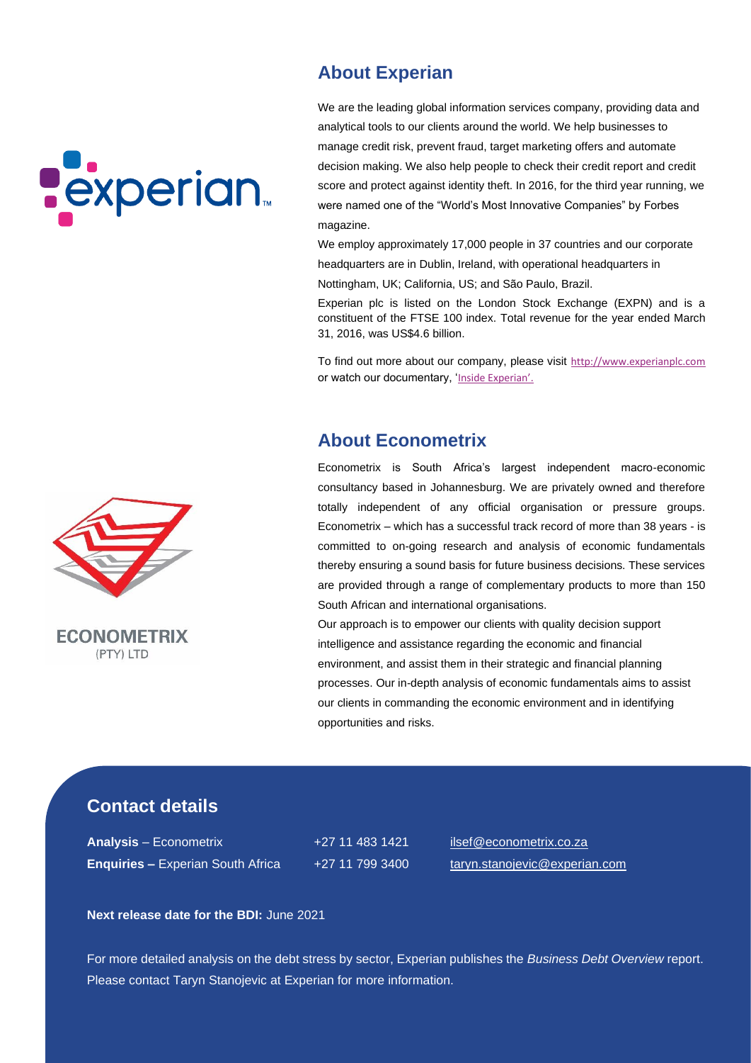## About Experian

We are the leading global information services company, providing data and analytical tools to our clients around the world. We help businesses to manage credit risk, prevent fraud, target marketing offers and automate decision making. We also help people to check their credit report and credit score and protect against identity theft. In 2016, for the third year running, we were named one of the "World's Most Innovative Companies" by Forbes magazine.

We employ approximately 17,000 people in 37 countries and our corporate headquarters are in Dublin, Ireland, with operational headquarters in Nottingham, UK; California, US; and São Paulo, Brazil.

Experian plc is listed on the London Stock Exchange (EXPN) and is a constituent of the FTSE 100 index. Total revenue for the year ended March 31, 2016, was US$4.6 billion.

To find out more about our company, please visit http://www.experianplc.com or watch our documentary, 'Inside Experian'.

## About Econometrix

Econometrix is South Africa's largest independent macro-economic consultancy based in Johannesburg. We are privately owned and therefore totally independent of any official organisation or pressure groups. Econometrix – which has a successful track record of more than 38 years - is committed to on-going research and analysis of economic fundamentals thereby ensuring a sound basis for future business decisions. These services are provided through a range of complementary products to more than 150 South African and international organisations.

Our approach is to empower our clients with quality decision support intelligence and assistance regarding the economic and financial environment, and assist them in their strategic and financial planning processes. Our in-depth analysis of economic fundamentals aims to assist our clients in commanding the economic environment and in identifying opportunities and risks.

## Contact details

| | | |
|---|---|---|
| **Analysis** – Econometrix | +27 11 483 1421 | ilsef@econometrix.co.za |
| **Enquiries –** Experian South Africa | +27 11 799 3400 | taryn.stanojevic@experian.com |

**Next release date for the BDI:** June 2021

For more detailed analysis on the debt stress by sector, Experian publishes the *Business Debt Overview* report. Please contact Taryn Stanojevic at Experian for more information.